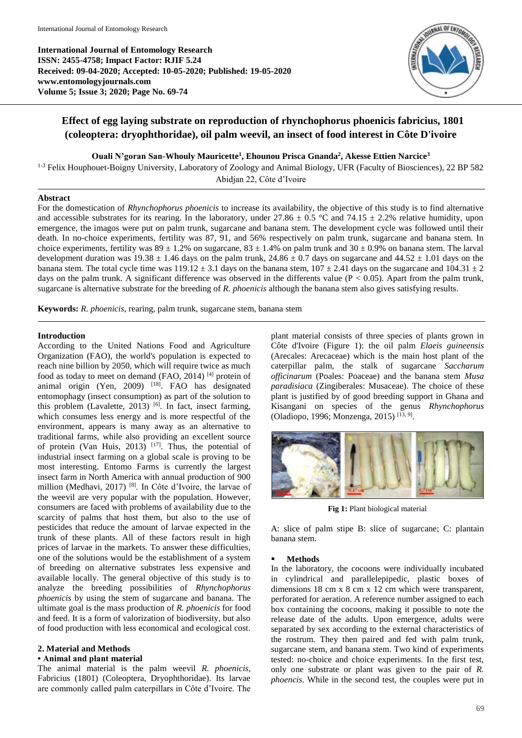**International Journal of Entomology Research**
**ISSN: 2455-4758; Impact Factor: RJIF 5.24**
**Received: 09-04-2020; Accepted: 10-05-2020; Published: 19-05-2020**
**www.entomologyjournals.com**
**Volume 5; Issue 3; 2020; Page No. 69-74**

# Effect of egg laying substrate on reproduction of rhynchophorus phoenicis fabricius, 1801 (coleoptera: dryophthoridae), oil palm weevil, an insect of food interest in Côte D'ivoire

**Ouali N'goran San-Whouly Mauricette[1], Ehounou Prisca Gnanda[2], Akesse Ettien Narcice[3]**

[1-3] Felix Houphouet-Boigny University, Laboratory of Zoology and Animal Biology, UFR (Faculty of Biosciences), 22 BP 582 Abidjan 22, Côte d'Ivoire

## Abstract

For the domestication of *Rhynchophorus phoenicis* to increase its availability, the objective of this study is to find alternative and accessible substrates for its rearing. In the laboratory, under 27.86 ± 0.5 °C and 74.15 ± 2.2% relative humidity, upon emergence, the imagos were put on palm trunk, sugarcane and banana stem. The development cycle was followed until their death. In no-choice experiments, fertility was 87, 91, and 56% respectively on palm trunk, sugarcane and banana stem. In choice experiments, fertility was 89 ± 1.2% on sugarcane, 83 ± 1.4% on palm trunk and 30 ± 0.9% on banana stem. The larval development duration was 19.38 ± 1.46 days on the palm trunk, 24.86 ± 0.7 days on sugarcane and 44.52 ± 1.01 days on the banana stem. The total cycle time was 119.12 ± 3.1 days on the banana stem, 107 ± 2.41 days on the sugarcane and 104.31 ± 2 days on the palm trunk. A significant difference was observed in the differents value ($P < 0.05$). Apart from the palm trunk, sugarcane is alternative substrate for the breeding of *R. phoenicis* although the banana stem also gives satisfying results.

**Keywords:** *R. phoenicis*, rearing, palm trunk, sugarcane stem, banana stem

## Introduction

According to the United Nations Food and Agriculture Organization (FAO), the world's population is expected to reach nine billion by 2050, which will require twice as much food as today to meet on demand (FAO, 2014) [4] protein of animal origin (Yen, 2009) [18]. FAO has designated entomophagy (insect consumption) as part of the solution to this problem (Lavalette, 2013) [6]. In fact, insect farming, which consumes less energy and is more respectful of the environment, appears is many away as an alternative to traditional farms, while also providing an excellent source of protein (Van Huis, 2013) [17]. Thus, the potential of industrial insect farming on a global scale is proving to be most interesting. Entomo Farms is currently the largest insect farm in North America with annual production of 900 million (Medhavi, 2017) [8]. In Côte d'Ivoire, the larvae of the weevil are very popular with the population. However, consumers are faced with problems of availability due to the scarcity of palms that host them, but also to the use of pesticides that reduce the amount of larvae expected in the trunk of these plants. All of these factors result in high prices of larvae in the markets. To answer these difficulties, one of the solutions would be the establishment of a system of breeding on alternative substrates less expensive and available locally. The general objective of this study is to analyze the breeding possibilities of *Rhynchophorus phoenicis* by using the stem of sugarcane and banana. The ultimate goal is the mass production of *R. phoenicis* for food and feed. It is a form of valorization of biodiversity, but also of food production with less economical and ecological cost.

## 2. Material and Methods

### • Animal and plant material

The animal material is the palm weevil *R. phoenicis*, Fabricius (1801) (Coleoptera, Dryophthoridae). Its larvae are commonly called palm caterpillars in Côte d'Ivoire. The plant material consists of three species of plants grown in Côte d'Ivoire (Figure 1): the oil palm *Elaeis guineensis* (Arecales: Arecaceae) which is the main host plant of the caterpillar palm, the stalk of sugarcane *Saccharum officinarum* (Poales: Poaceae) and the banana stem *Musa paradisiaca* (Zingiberales: Musaceae). The choice of these plant is justified by of good breeding support in Ghana and Kisangani on species of the genus *Rhynchophorus* (Oladiopo, 1996; Monzenga, 2015) [13, 9].

**Fig 1:** Plant biological material

A: slice of palm stipe B: slice of sugarcane; C: plantain banana stem.

### ▪ Methods

In the laboratory, the cocoons were individually incubated in cylindrical and parallelepipedic, plastic boxes of dimensions 18 cm x 8 cm x 12 cm which were transparent, perforated for aeration. A reference number assigned to each box containing the cocoons, making it possible to note the release date of the adults. Upon emergence, adults were separated by sex according to the external characteristics of the rostrum. They then paired and fed with palm trunk, sugarcane stem, and banana stem. Two kind of experiments tested: no-choice and choice experiments. In the first test, only one substrate or plant was given to the pair of *R. phoencis*. While in the second test, the couples were put in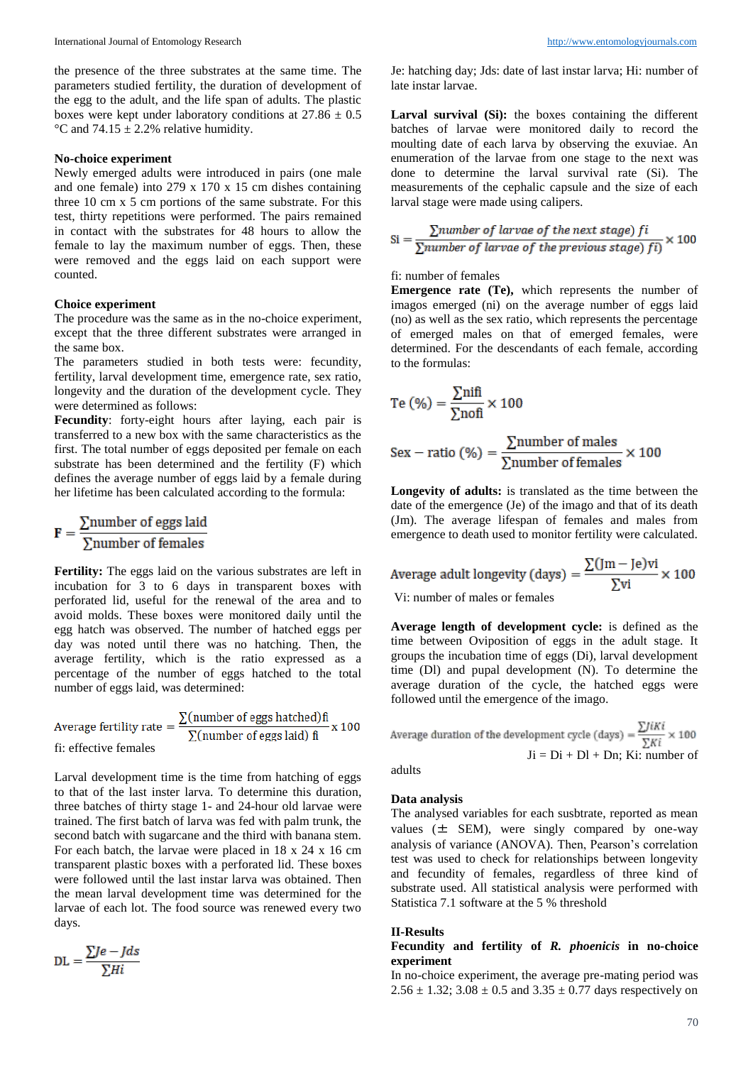the presence of the three substrates at the same time. The parameters studied fertility, the duration of development of the egg to the adult, and the life span of adults. The plastic boxes were kept under laboratory conditions at 27.86 ± 0.5 °C and 74.15 ± 2.2% relative humidity.

### No-choice experiment

Newly emerged adults were introduced in pairs (one male and one female) into 279 x 170 x 15 cm dishes containing three 10 cm x 5 cm portions of the same substrate. For this test, thirty repetitions were performed. The pairs remained in contact with the substrates for 48 hours to allow the female to lay the maximum number of eggs. Then, these were removed and the eggs laid on each support were counted.

### Choice experiment

The procedure was the same as in the no-choice experiment, except that the three different substrates were arranged in the same box.

The parameters studied in both tests were: fecundity, fertility, larval development time, emergence rate, sex ratio, longevity and the duration of the development cycle. They were determined as follows:

**Fecundity**: forty-eight hours after laying, each pair is transferred to a new box with the same characteristics as the first. The total number of eggs deposited per female on each substrate has been determined and the fertility (F) which defines the average number of eggs laid by a female during her lifetime has been calculated according to the formula:

$$F = \frac{\sum \text{number of eggs laid}}{\sum \text{number of females}}$$

**Fertility:** The eggs laid on the various substrates are left in incubation for 3 to 6 days in transparent boxes with perforated lid, useful for the renewal of the area and to avoid molds. These boxes were monitored daily until the egg hatch was observed. The number of hatched eggs per day was noted until there was no hatching. Then, the average fertility, which is the ratio expressed as a percentage of the number of eggs hatched to the total number of eggs laid, was determined:

$$\text{Average fertility rate} = \frac{\sum(\text{number of eggs hatched})fi}{\sum(\text{number of eggs laid})\ fi} \text{ x } 100$$

fi: effective females

Larval development time is the time from hatching of eggs to that of the last inster larva. To determine this duration, three batches of thirty stage 1- and 24-hour old larvae were trained. The first batch of larva was fed with palm trunk, the second batch with sugarcane and the third with banana stem. For each batch, the larvae were placed in 18 x 24 x 16 cm transparent plastic boxes with a perforated lid. These boxes were followed until the last instar larva was obtained. Then the mean larval development time was determined for the larvae of each lot. The food source was renewed every two days.

$$DL = \frac{\sum Je - Jds}{\sum Hi}$$

Je: hatching day; Jds: date of last instar larva; Hi: number of late instar larvae.

**Larval survival (Si):** the boxes containing the different batches of larvae were monitored daily to record the moulting date of each larva by observing the exuviae. An enumeration of the larvae from one stage to the next was done to determine the larval survival rate (Si). The measurements of the cephalic capsule and the size of each larval stage were made using calipers.

$$Si = \frac{\sum number\ of\ larvae\ of\ the\ next\ stage)\ fi}{\sum number\ of\ larvae\ of\ the\ previous\ stage)\ fi)} \times 100$$

fi: number of females

**Emergence rate (Te),** which represents the number of imagos emerged (ni) on the average number of eggs laid (no) as well as the sex ratio, which represents the percentage of emerged males on that of emerged females, were determined. For the descendants of each female, according to the formulas:

$$Te\ (\%) = \frac{\sum nifi}{\sum nofi} \times 100$$

$$\text{Sex} - \text{ratio}\ (\%) = \frac{\sum \text{number of males}}{\sum \text{number of females}} \times 100$$

**Longevity of adults:** is translated as the time between the date of the emergence (Je) of the imago and that of its death (Jm). The average lifespan of females and males from emergence to death used to monitor fertility were calculated.

$$\text{Average adult longevity (days)} = \frac{\sum(Jm - Je)vi}{\sum vi} \times 100$$

Vi: number of males or females

**Average length of development cycle:** is defined as the time between Oviposition of eggs in the adult stage. It groups the incubation time of eggs (Di), larval development time (Dl) and pupal development (N). To determine the average duration of the cycle, the hatched eggs were followed until the emergence of the imago.

$$\text{Average duration of the development cycle (days)} = \frac{\sum JiKi}{\sum Ki} \times 100$$

Ji = Di + Dl + Dn; Ki: number of adults

### Data analysis

The analysed variables for each susbtrate, reported as mean values (± SEM), were singly compared by one-way analysis of variance (ANOVA). Then, Pearson's correlation test was used to check for relationships between longevity and fecundity of females, regardless of three kind of substrate used. All statistical analysis were performed with Statistica 7.1 software at the 5 % threshold

## II-Results

### Fecundity and fertility of *R. phoenicis* in no-choice experiment

In no-choice experiment, the average pre-mating period was 2.56 ± 1.32; 3.08 ± 0.5 and 3.35 ± 0.77 days respectively on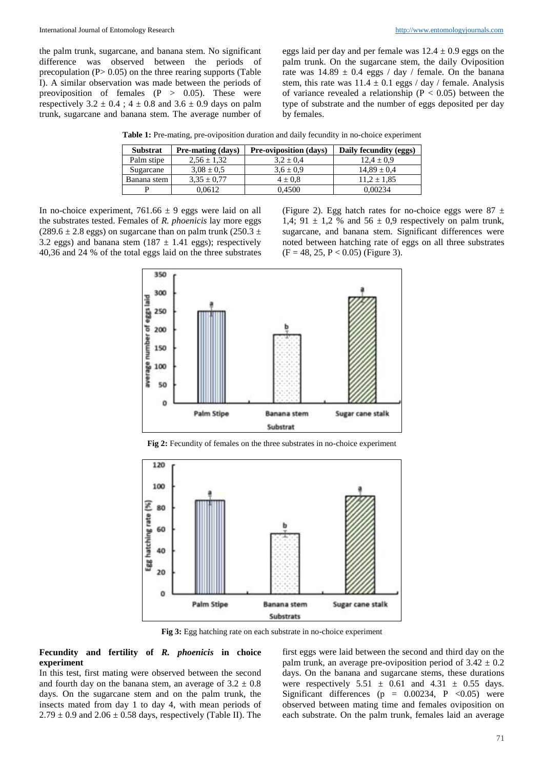the palm trunk, sugarcane, and banana stem. No significant difference was observed between the periods of precopulation (P> 0.05) on the three rearing supports (Table I). A similar observation was made between the periods of preoviposition of females (P > 0.05). These were respectively 3.2 ± 0.4 ; 4 ± 0.8 and 3.6 ± 0.9 days on palm trunk, sugarcane and banana stem. The average number of eggs laid per day and per female was 12.4 ± 0.9 eggs on the palm trunk. On the sugarcane stem, the daily Oviposition rate was 14.89 ± 0.4 eggs / day / female. On the banana stem, this rate was 11.4 ± 0.1 eggs / day / female. Analysis of variance revealed a relationship (P < 0.05) between the type of substrate and the number of eggs deposited per day by females.

**Table 1:** Pre-mating, pre-oviposition duration and daily fecundity in no-choice experiment

| Substrat | Pre-mating (days) | Pre-oviposition (days) | Daily fecundity (eggs) |
|---|---|---|---|
| Palm stipe | 2,56 ± 1,32 | 3,2 ± 0,4 | 12,4 ± 0,9 |
| Sugarcane | 3,08 ± 0,5 | 3,6 ± 0,9 | 14,89 ± 0,4 |
| Banana stem | 3,35 ± 0,77 | 4 ± 0,8 | 11,2 ± 1,85 |
| P | 0,0612 | 0,4500 | 0,00234 |

In no-choice experiment, 761.66 ± 9 eggs were laid on all the substrates tested. Females of *R. phoenicis* lay more eggs (289.6 ± 2.8 eggs) on sugarcane than on palm trunk (250.3 ± 3.2 eggs) and banana stem (187 ± 1.41 eggs); respectively 40,36 and 24 % of the total eggs laid on the three substrates (Figure 2). Egg hatch rates for no-choice eggs were 87 ± 1,4; 91 ± 1,2 % and 56 ± 0,9 respectively on palm trunk, sugarcane, and banana stem. Significant differences were noted between hatching rate of eggs on all three substrates (F = 48, 25, P < 0.05) (Figure 3).

**Fig 2:** Fecundity of females on the three substrates in no-choice experiment

**Fig 3:** Egg hatching rate on each substrate in no-choice experiment

**Fecundity and fertility of *R. phoenicis* in choice experiment**

In this test, first mating were observed between the second and fourth day on the banana stem, an average of 3.2 ± 0.8 days. On the sugarcane stem and on the palm trunk, the insects mated from day 1 to day 4, with mean periods of 2.79 ± 0.9 and 2.06 ± 0.58 days, respectively (Table II). The first eggs were laid between the second and third day on the palm trunk, an average pre-oviposition period of 3.42 ± 0.2 days. On the banana and sugarcane stems, these durations were respectively 5.51 ± 0.61 and 4.31 ± 0.55 days. Significant differences (p = 0.00234, P <0.05) were observed between mating time and females oviposition on each substrate. On the palm trunk, females laid an average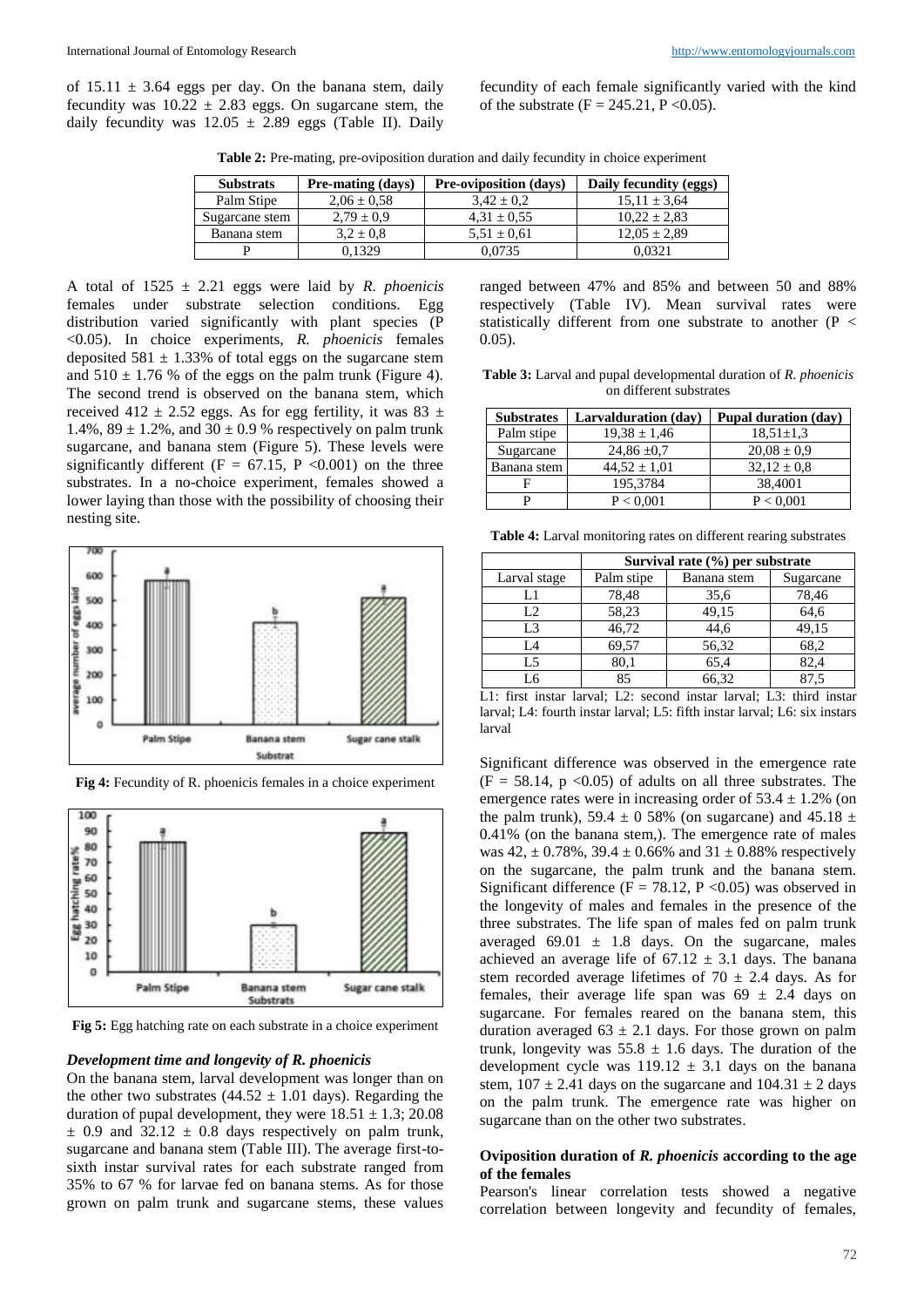of 15.11 ± 3.64 eggs per day. On the banana stem, daily fecundity was 10.22 ± 2.83 eggs. On sugarcane stem, the daily fecundity was 12.05 ± 2.89 eggs (Table II). Daily fecundity of each female significantly varied with the kind of the substrate (F = 245.21, P <0.05).

**Table 2:** Pre-mating, pre-oviposition duration and daily fecundity in choice experiment

| Substrats | Pre-mating (days) | Pre-oviposition (days) | Daily fecundity (eggs) |
|---|---|---|---|
| Palm Stipe | 2,06 ± 0,58 | 3,42 ± 0,2 | 15,11 ± 3,64 |
| Sugarcane stem | 2,79 ± 0,9 | 4,31 ± 0,55 | 10,22 ± 2,83 |
| Banana stem | 3,2 ± 0,8 | 5,51 ± 0,61 | 12,05 ± 2,89 |
| P | 0,1329 | 0,0735 | 0,0321 |

A total of 1525 ± 2.21 eggs were laid by *R. phoenicis* females under substrate selection conditions. Egg distribution varied significantly with plant species (P <0.05). In choice experiments, *R. phoenicis* females deposited 581 ± 1.33% of total eggs on the sugarcane stem and 510 ± 1.76 % of the eggs on the palm trunk (Figure 4). The second trend is observed on the banana stem, which received 412 ± 2.52 eggs. As for egg fertility, it was 83 ± 1.4%, 89 ± 1.2%, and 30 ± 0.9 % respectively on palm trunk sugarcane, and banana stem (Figure 5). These levels were significantly different (F = 67.15, P <0.001) on the three substrates. In a no-choice experiment, females showed a lower laying than those with the possibility of choosing their nesting site.

**Fig 4:** Fecundity of R. phoenicis females in a choice experiment

**Fig 5:** Egg hatching rate on each substrate in a choice experiment

### *Development time and longevity of R. phoenicis*

On the banana stem, larval development was longer than on the other two substrates (44.52 ± 1.01 days). Regarding the duration of pupal development, they were 18.51 ± 1.3; 20.08 ± 0.9 and 32.12 ± 0.8 days respectively on palm trunk, sugarcane and banana stem (Table III). The average first-to-sixth instar survival rates for each substrate ranged from 35% to 67 % for larvae fed on banana stems. As for those grown on palm trunk and sugarcane stems, these values ranged between 47% and 85% and between 50 and 88% respectively (Table IV). Mean survival rates were statistically different from one substrate to another (P < 0.05).

**Table 3:** Larval and pupal developmental duration of *R. phoenicis* on different substrates

| Substrates | Larvalduration (day) | Pupal duration (day) |
|---|---|---|
| Palm stipe | 19,38 ± 1,46 | 18,51±1,3 |
| Sugarcane | 24,86 ±0,7 | 20,08 ± 0,9 |
| Banana stem | 44,52 ± 1,01 | 32,12 ± 0,8 |
| F | 195,3784 | 38,4001 |
| P | P < 0,001 | P < 0,001 |

**Table 4:** Larval monitoring rates on different rearing substrates

| | Survival rate (%) per substrate | | |
|---|---|---|---|
| Larval stage | Palm stipe | Banana stem | Sugarcane |
| L1 | 78,48 | 35,6 | 78,46 |
| L2 | 58,23 | 49,15 | 64,6 |
| L3 | 46,72 | 44,6 | 49,15 |
| L4 | 69,57 | 56,32 | 68,2 |
| L5 | 80,1 | 65,4 | 82,4 |
| L6 | 85 | 66,32 | 87,5 |

L1: first instar larval; L2: second instar larval; L3: third instar larval; L4: fourth instar larval; L5: fifth instar larval; L6: six instars larval

Significant difference was observed in the emergence rate (F = 58.14, p <0.05) of adults on all three substrates. The emergence rates were in increasing order of 53.4 ± 1.2% (on the palm trunk), 59.4 ± 0 58% (on sugarcane) and 45.18 ± 0.41% (on the banana stem,). The emergence rate of males was 42, ± 0.78%, 39.4 ± 0.66% and 31 ± 0.88% respectively on the sugarcane, the palm trunk and the banana stem. Significant difference (F = 78.12, P <0.05) was observed in the longevity of males and females in the presence of the three substrates. The life span of males fed on palm trunk averaged 69.01 ± 1.8 days. On the sugarcane, males achieved an average life of 67.12 ± 3.1 days. The banana stem recorded average lifetimes of 70 ± 2.4 days. As for females, their average life span was 69 ± 2.4 days on sugarcane. For females reared on the banana stem, this duration averaged 63 ± 2.1 days. For those grown on palm trunk, longevity was 55.8 ± 1.6 days. The duration of the development cycle was 119.12 ± 3.1 days on the banana stem, 107 ± 2.41 days on the sugarcane and 104.31 ± 2 days on the palm trunk. The emergence rate was higher on sugarcane than on the other two substrates.

### Oviposition duration of *R. phoenicis* according to the age of the females

Pearson's linear correlation tests showed a negative correlation between longevity and fecundity of females,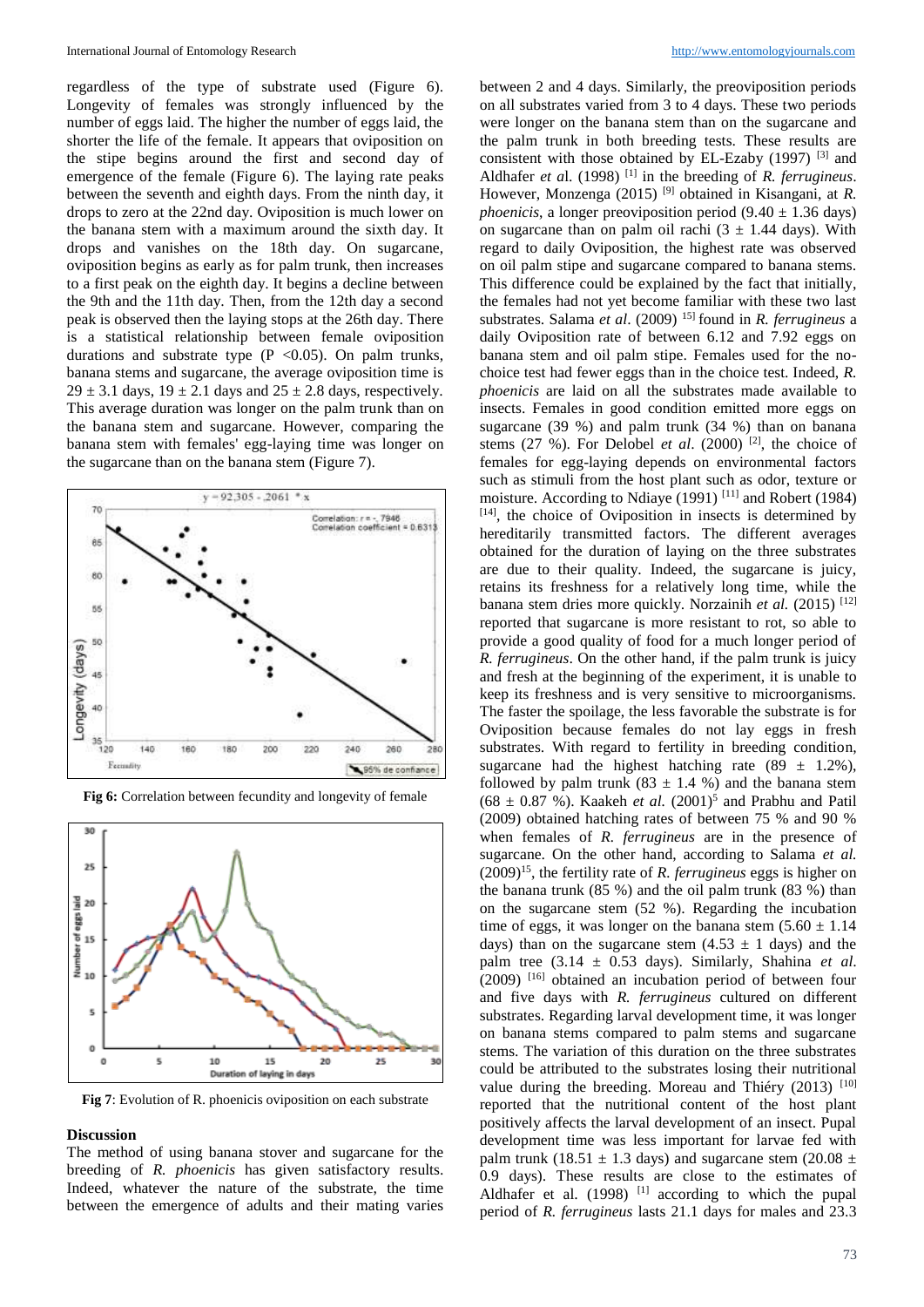regardless of the type of substrate used (Figure 6). Longevity of females was strongly influenced by the number of eggs laid. The higher the number of eggs laid, the shorter the life of the female. It appears that oviposition on the stipe begins around the first and second day of emergence of the female (Figure 6). The laying rate peaks between the seventh and eighth days. From the ninth day, it drops to zero at the 22nd day. Oviposition is much lower on the banana stem with a maximum around the sixth day. It drops and vanishes on the 18th day. On sugarcane, oviposition begins as early as for palm trunk, then increases to a first peak on the eighth day. It begins a decline between the 9th and the 11th day. Then, from the 12th day a second peak is observed then the laying stops at the 26th day. There is a statistical relationship between female oviposition durations and substrate type ($P < 0.05$). On palm trunks, banana stems and sugarcane, the average oviposition time is $29 \pm 3.1$ days, $19 \pm 2.1$ days and $25 \pm 2.8$ days, respectively. This average duration was longer on the palm trunk than on the banana stem and sugarcane. However, comparing the banana stem with females' egg-laying time was longer on the sugarcane than on the banana stem (Figure 7).

**Fig 6:** Correlation between fecundity and longevity of female

**Fig 7**: Evolution of R. phoenicis oviposition on each substrate

## Discussion

The method of using banana stover and sugarcane for the breeding of *R. phoenicis* has given satisfactory results. Indeed, whatever the nature of the substrate, the time between the emergence of adults and their mating varies between 2 and 4 days. Similarly, the preoviposition periods on all substrates varied from 3 to 4 days. These two periods were longer on the banana stem than on the sugarcane and the palm trunk in both breeding tests. These results are consistent with those obtained by EL-Ezaby (1997) [3] and Aldhafer *et al.* (1998) [1] in the breeding of *R. ferrugineus*. However, Monzenga (2015) [9] obtained in Kisangani, at *R. phoenicis*, a longer preoviposition period ($9.40 \pm 1.36$ days) on sugarcane than on palm oil rachi ($3 \pm 1.44$ days). With regard to daily Oviposition, the highest rate was observed on oil palm stipe and sugarcane compared to banana stems. This difference could be explained by the fact that initially, the females had not yet become familiar with these two last substrates. Salama *et al*. (2009) [15] found in *R. ferrugineus* a daily Oviposition rate of between 6.12 and 7.92 eggs on banana stem and oil palm stipe. Females used for the no-choice test had fewer eggs than in the choice test. Indeed, *R. phoenicis* are laid on all the substrates made available to insects. Females in good condition emitted more eggs on sugarcane (39 %) and palm trunk (34 %) than on banana stems (27 %). For Delobel *et al*. (2000) [2], the choice of females for egg-laying depends on environmental factors such as stimuli from the host plant such as odor, texture or moisture. According to Ndiaye (1991) [11] and Robert (1984) [14], the choice of Oviposition in insects is determined by hereditarily transmitted factors. The different averages obtained for the duration of laying on the three substrates are due to their quality. Indeed, the sugarcane is juicy, retains its freshness for a relatively long time, while the banana stem dries more quickly. Norzainih *et al.* (2015) [12] reported that sugarcane is more resistant to rot, so able to provide a good quality of food for a much longer period of *R. ferrugineus*. On the other hand, if the palm trunk is juicy and fresh at the beginning of the experiment, it is unable to keep its freshness and is very sensitive to microorganisms. The faster the spoilage, the less favorable the substrate is for Oviposition because females do not lay eggs in fresh substrates. With regard to fertility in breeding condition, sugarcane had the highest hatching rate ($89 \pm 1.2$%), followed by palm trunk ($83 \pm 1.4$ %) and the banana stem ($68 \pm 0.87$ %). Kaakeh *et al.* (2001)[5] and Prabhu and Patil (2009) obtained hatching rates of between 75 % and 90 % when females of *R. ferrugineus* are in the presence of sugarcane. On the other hand, according to Salama *et al.* (2009)[15], the fertility rate of *R. ferrugineus* eggs is higher on the banana trunk (85 %) and the oil palm trunk (83 %) than on the sugarcane stem (52 %). Regarding the incubation time of eggs, it was longer on the banana stem ($5.60 \pm 1.14$ days) than on the sugarcane stem ($4.53 \pm 1$ days) and the palm tree ($3.14 \pm 0.53$ days). Similarly, Shahina *et al.* (2009) [16] obtained an incubation period of between four and five days with *R. ferrugineus* cultured on different substrates. Regarding larval development time, it was longer on banana stems compared to palm stems and sugarcane stems. The variation of this duration on the three substrates could be attributed to the substrates losing their nutritional value during the breeding. Moreau and Thiéry (2013) [10] reported that the nutritional content of the host plant positively affects the larval development of an insect. Pupal development time was less important for larvae fed with palm trunk ($18.51 \pm 1.3$ days) and sugarcane stem ($20.08 \pm 0.9$ days). These results are close to the estimates of Aldhafer et al. (1998) [1] according to which the pupal period of *R. ferrugineus* lasts 21.1 days for males and 23.3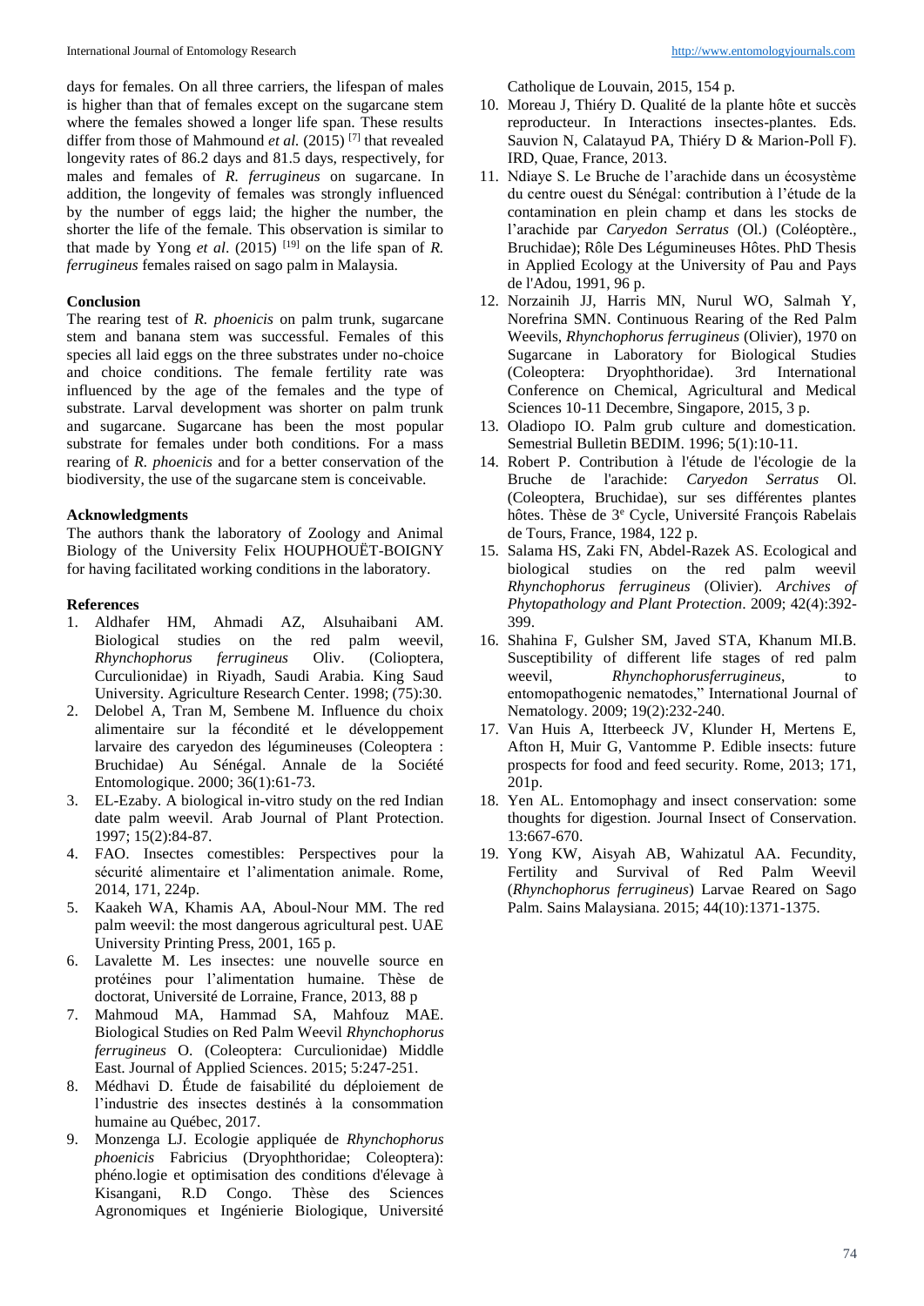days for females. On all three carriers, the lifespan of males is higher than that of females except on the sugarcane stem where the females showed a longer life span. These results differ from those of Mahmound *et al.* (2015) [7] that revealed longevity rates of 86.2 days and 81.5 days, respectively, for males and females of *R. ferrugineus* on sugarcane. In addition, the longevity of females was strongly influenced by the number of eggs laid; the higher the number, the shorter the life of the female. This observation is similar to that made by Yong *et al*. (2015) [19] on the life span of *R. ferrugineus* females raised on sago palm in Malaysia.

## Conclusion

The rearing test of *R. phoenicis* on palm trunk, sugarcane stem and banana stem was successful. Females of this species all laid eggs on the three substrates under no-choice and choice conditions. The female fertility rate was influenced by the age of the females and the type of substrate. Larval development was shorter on palm trunk and sugarcane. Sugarcane has been the most popular substrate for females under both conditions. For a mass rearing of *R. phoenicis* and for a better conservation of the biodiversity, the use of the sugarcane stem is conceivable.

## Acknowledgments

The authors thank the laboratory of Zoology and Animal Biology of the University Felix HOUPHOUËT-BOIGNY for having facilitated working conditions in the laboratory.

## References

1. Aldhafer HM, Ahmadi AZ, Alsuhaibani AM. Biological studies on the red palm weevil, *Rhynchophorus ferrugineus* Oliv. (Colioptera, Curculionidae) in Riyadh, Saudi Arabia. King Saud University. Agriculture Research Center. 1998; (75):30.
2. Delobel A, Tran M, Sembene M. Influence du choix alimentaire sur la fécondité et le développement larvaire des caryedon des légumineuses (Coleoptera : Bruchidae) Au Sénégal. Annale de la Société Entomologique. 2000; 36(1):61-73.
3. EL-Ezaby. A biological in-vitro study on the red Indian date palm weevil. Arab Journal of Plant Protection. 1997; 15(2):84-87.
4. FAO. Insectes comestibles: Perspectives pour la sécurité alimentaire et l'alimentation animale. Rome, 2014, 171, 224p.
5. Kaakeh WA, Khamis AA, Aboul-Nour MM. The red palm weevil: the most dangerous agricultural pest. UAE University Printing Press, 2001, 165 p.
6. Lavalette M. Les insectes: une nouvelle source en protéines pour l'alimentation humaine. Thèse de doctorat, Université de Lorraine, France, 2013, 88 p
7. Mahmoud MA, Hammad SA, Mahfouz MAE. Biological Studies on Red Palm Weevil *Rhynchophorus ferrugineus* O. (Coleoptera: Curculionidae) Middle East. Journal of Applied Sciences. 2015; 5:247-251.
8. Médhavi D. Étude de faisabilité du déploiement de l'industrie des insectes destinés à la consommation humaine au Québec, 2017.
9. Monzenga LJ. Ecologie appliquée de *Rhynchophorus phoenicis* Fabricius (Dryophthoridae; Coleoptera): phéno.logie et optimisation des conditions d'élevage à Kisangani, R.D Congo. Thèse des Sciences Agronomiques et Ingénierie Biologique, Université Catholique de Louvain, 2015, 154 p.
10. Moreau J, Thiéry D. Qualité de la plante hôte et succès reproducteur. In Interactions insectes-plantes. Eds. Sauvion N, Calatayud PA, Thiéry D & Marion-Poll F). IRD, Quae, France, 2013.
11. Ndiaye S. Le Bruche de l'arachide dans un écosystème du centre ouest du Sénégal: contribution à l'étude de la contamination en plein champ et dans les stocks de l'arachide par *Caryedon Serratus* (Ol.) (Coléoptère., Bruchidae); Rôle Des Légumineuses Hôtes. PhD Thesis in Applied Ecology at the University of Pau and Pays de l'Adou, 1991, 96 p.
12. Norzainih JJ, Harris MN, Nurul WO, Salmah Y, Norefrina SMN. Continuous Rearing of the Red Palm Weevils, *Rhynchophorus ferrugineus* (Olivier), 1970 on Sugarcane in Laboratory for Biological Studies (Coleoptera: Dryophthoridae). 3rd International Conference on Chemical, Agricultural and Medical Sciences 10-11 Decembre, Singapore, 2015, 3 p.
13. Oladiopo IO. Palm grub culture and domestication. Semestrial Bulletin BEDIM. 1996; 5(1):10-11.
14. Robert P. Contribution à l'étude de l'écologie de la Bruche de l'arachide: *Caryedon Serratus* Ol. (Coleoptera, Bruchidae), sur ses différentes plantes hôtes. Thèse de 3e Cycle, Université François Rabelais de Tours, France, 1984, 122 p.
15. Salama HS, Zaki FN, Abdel-Razek AS. Ecological and biological studies on the red palm weevil *Rhynchophorus ferrugineus* (Olivier). *Archives of Phytopathology and Plant Protection*. 2009; 42(4):392-399.
16. Shahina F, Gulsher SM, Javed STA, Khanum MI.B. Susceptibility of different life stages of red palm weevil, *Rhynchophorusferrugineus*, to entomopathogenic nematodes," International Journal of Nematology. 2009; 19(2):232-240.
17. Van Huis A, Itterbeeck JV, Klunder H, Mertens E, Afton H, Muir G, Vantomme P. Edible insects: future prospects for food and feed security. Rome, 2013; 171, 201p.
18. Yen AL. Entomophagy and insect conservation: some thoughts for digestion. Journal Insect of Conservation. 13:667-670.
19. Yong KW, Aisyah AB, Wahizatul AA. Fecundity, Fertility and Survival of Red Palm Weevil (*Rhynchophorus ferrugineus*) Larvae Reared on Sago Palm. Sains Malaysiana. 2015; 44(10):1371-1375.